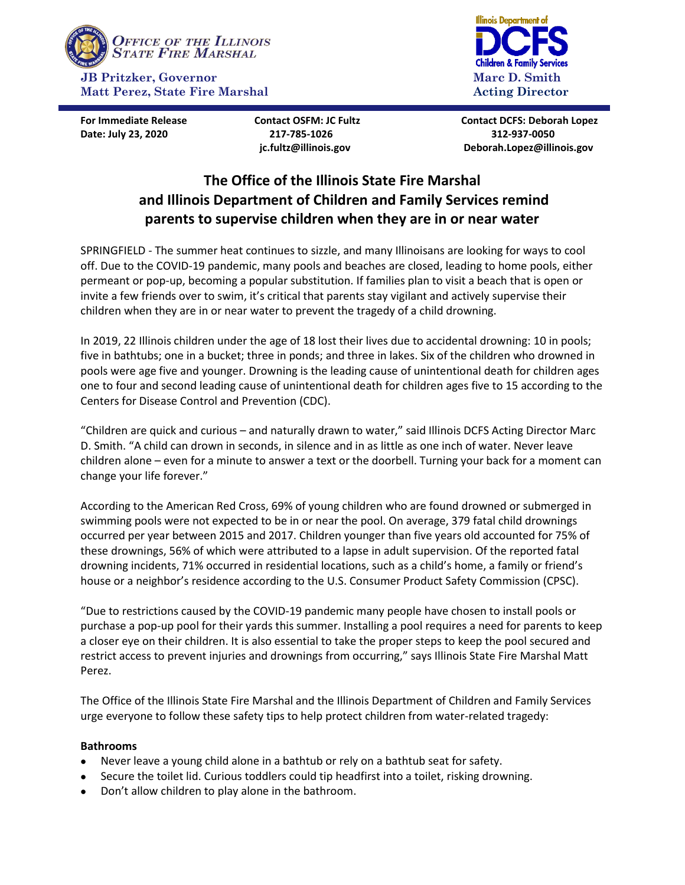**OFFICE OF THE ILLINOIS STATE FIRE MARSHAL**

**JB Pritzker, Governor**
**Matt Perez, State Fire Marshal**

**Illinois Department of DCFS Children & Family Services**
**Marc D. Smith**
**Acting Director**

**For Immediate Release**
**Date: July 23, 2020**

**Contact OSFM: JC Fultz**
**217-785-1026**
**jc.fultz@illinois.gov**

**Contact DCFS: Deborah Lopez**
**312-937-0050**
**Deborah.Lopez@illinois.gov**

# The Office of the Illinois State Fire Marshal and Illinois Department of Children and Family Services remind parents to supervise children when they are in or near water

SPRINGFIELD - The summer heat continues to sizzle, and many Illinoisans are looking for ways to cool off. Due to the COVID-19 pandemic, many pools and beaches are closed, leading to home pools, either permeant or pop-up, becoming a popular substitution. If families plan to visit a beach that is open or invite a few friends over to swim, it's critical that parents stay vigilant and actively supervise their children when they are in or near water to prevent the tragedy of a child drowning.

In 2019, 22 Illinois children under the age of 18 lost their lives due to accidental drowning: 10 in pools; five in bathtubs; one in a bucket; three in ponds; and three in lakes. Six of the children who drowned in pools were age five and younger. Drowning is the leading cause of unintentional death for children ages one to four and second leading cause of unintentional death for children ages five to 15 according to the Centers for Disease Control and Prevention (CDC).

"Children are quick and curious – and naturally drawn to water," said Illinois DCFS Acting Director Marc D. Smith. "A child can drown in seconds, in silence and in as little as one inch of water. Never leave children alone – even for a minute to answer a text or the doorbell. Turning your back for a moment can change your life forever."

According to the American Red Cross, 69% of young children who are found drowned or submerged in swimming pools were not expected to be in or near the pool. On average, 379 fatal child drownings occurred per year between 2015 and 2017. Children younger than five years old accounted for 75% of these drownings, 56% of which were attributed to a lapse in adult supervision. Of the reported fatal drowning incidents, 71% occurred in residential locations, such as a child's home, a family or friend's house or a neighbor's residence according to the U.S. Consumer Product Safety Commission (CPSC).

"Due to restrictions caused by the COVID-19 pandemic many people have chosen to install pools or purchase a pop-up pool for their yards this summer. Installing a pool requires a need for parents to keep a closer eye on their children. It is also essential to take the proper steps to keep the pool secured and restrict access to prevent injuries and drownings from occurring," says Illinois State Fire Marshal Matt Perez.

The Office of the Illinois State Fire Marshal and the Illinois Department of Children and Family Services urge everyone to follow these safety tips to help protect children from water-related tragedy:

**Bathrooms**

- Never leave a young child alone in a bathtub or rely on a bathtub seat for safety.
- Secure the toilet lid. Curious toddlers could tip headfirst into a toilet, risking drowning.
- Don't allow children to play alone in the bathroom.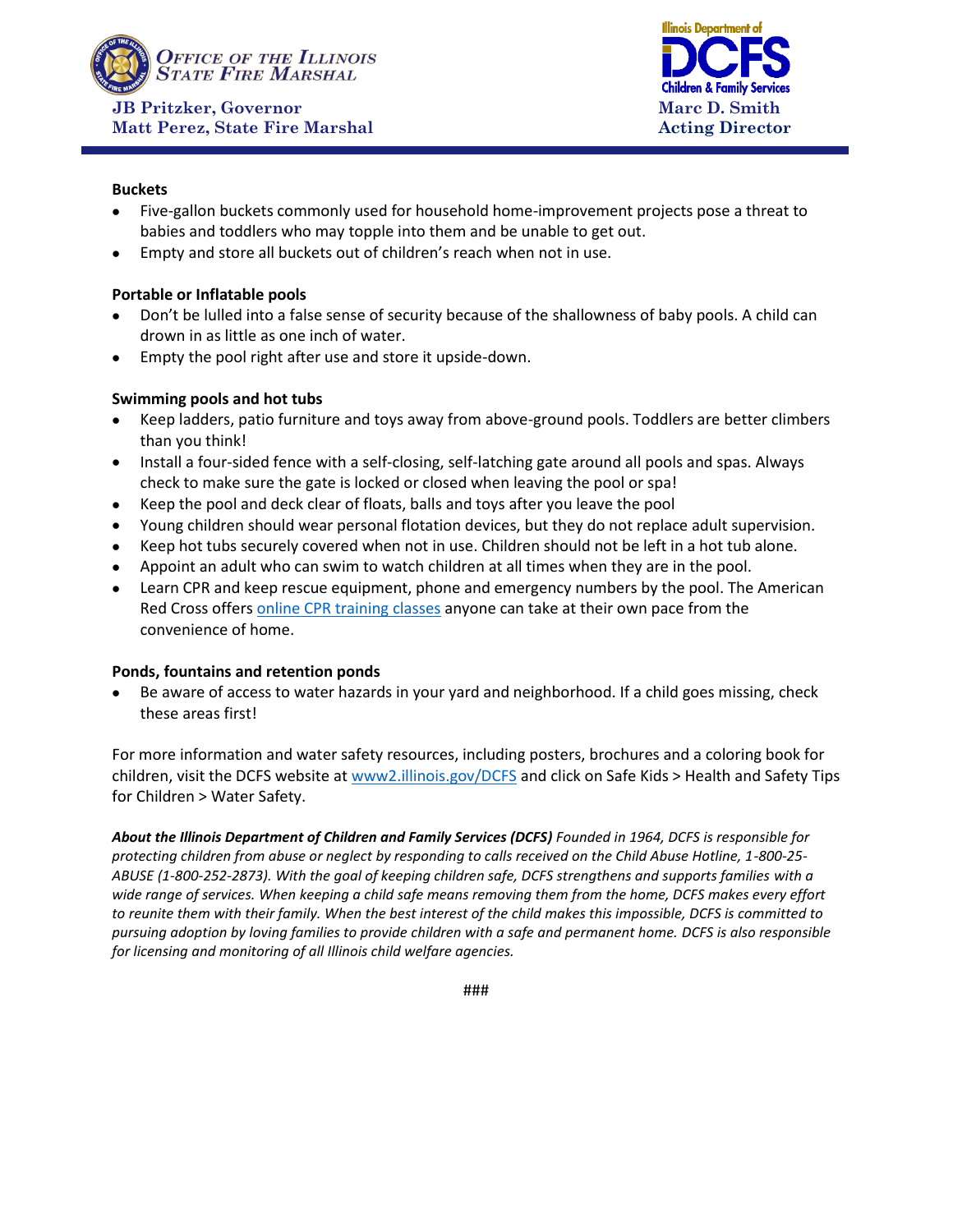**Buckets**

- Five-gallon buckets commonly used for household home-improvement projects pose a threat to babies and toddlers who may topple into them and be unable to get out.
- Empty and store all buckets out of children's reach when not in use.

**Portable or Inflatable pools**

- Don't be lulled into a false sense of security because of the shallowness of baby pools. A child can drown in as little as one inch of water.
- Empty the pool right after use and store it upside-down.

**Swimming pools and hot tubs**

- Keep ladders, patio furniture and toys away from above-ground pools. Toddlers are better climbers than you think!
- Install a four-sided fence with a self-closing, self-latching gate around all pools and spas. Always check to make sure the gate is locked or closed when leaving the pool or spa!
- Keep the pool and deck clear of floats, balls and toys after you leave the pool
- Young children should wear personal flotation devices, but they do not replace adult supervision.
- Keep hot tubs securely covered when not in use. Children should not be left in a hot tub alone.
- Appoint an adult who can swim to watch children at all times when they are in the pool.
- Learn CPR and keep rescue equipment, phone and emergency numbers by the pool. The American Red Cross offers online CPR training classes anyone can take at their own pace from the convenience of home.

**Ponds, fountains and retention ponds**

- Be aware of access to water hazards in your yard and neighborhood. If a child goes missing, check these areas first!

For more information and water safety resources, including posters, brochures and a coloring book for children, visit the DCFS website at www2.illinois.gov/DCFS and click on Safe Kids > Health and Safety Tips for Children > Water Safety.

***About the Illinois Department of Children and Family Services (DCFS)*** *Founded in 1964, DCFS is responsible for protecting children from abuse or neglect by responding to calls received on the Child Abuse Hotline, 1-800-25-ABUSE (1-800-252-2873). With the goal of keeping children safe, DCFS strengthens and supports families with a wide range of services. When keeping a child safe means removing them from the home, DCFS makes every effort to reunite them with their family. When the best interest of the child makes this impossible, DCFS is committed to pursuing adoption by loving families to provide children with a safe and permanent home. DCFS is also responsible for licensing and monitoring of all Illinois child welfare agencies.*

###